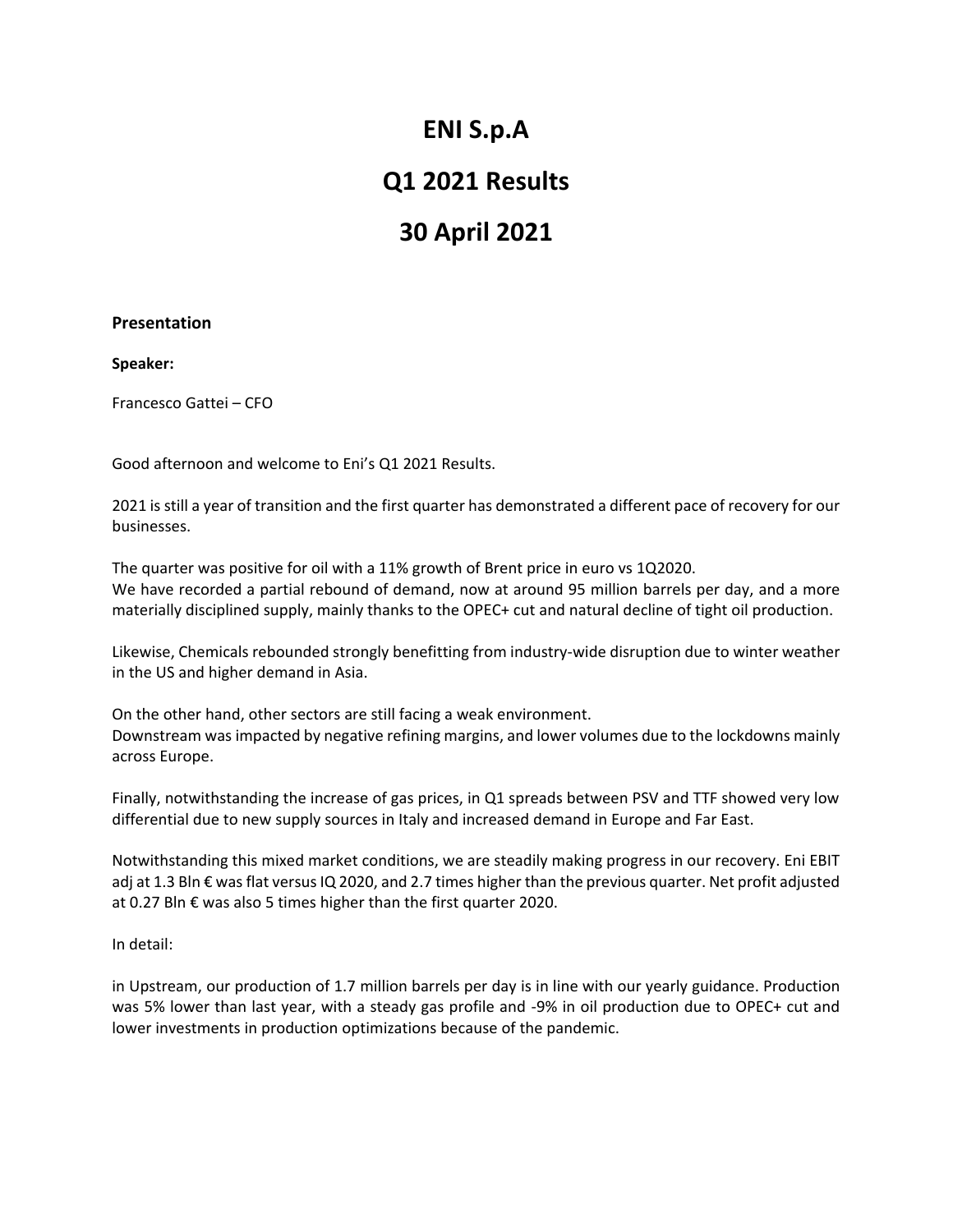# ENI S.p.A

# Q1 2021 Results

# 30 April 2021

### Presentation

**Speaker:**

Francesco Gattei – CFO

Good afternoon and welcome to Eni's Q1 2021 Results.

2021 is still a year of transition and the first quarter has demonstrated a different pace of recovery for our businesses.

The quarter was positive for oil with a 11% growth of Brent price in euro vs 1Q2020.
We have recorded a partial rebound of demand, now at around 95 million barrels per day, and a more materially disciplined supply, mainly thanks to the OPEC+ cut and natural decline of tight oil production.

Likewise, Chemicals rebounded strongly benefitting from industry-wide disruption due to winter weather in the US and higher demand in Asia.

On the other hand, other sectors are still facing a weak environment.
Downstream was impacted by negative refining margins, and lower volumes due to the lockdowns mainly across Europe.

Finally, notwithstanding the increase of gas prices, in Q1 spreads between PSV and TTF showed very low differential due to new supply sources in Italy and increased demand in Europe and Far East.

Notwithstanding this mixed market conditions, we are steadily making progress in our recovery. Eni EBIT adj at 1.3 Bln € was flat versus IQ 2020, and 2.7 times higher than the previous quarter. Net profit adjusted at 0.27 Bln € was also 5 times higher than the first quarter 2020.

In detail:

in Upstream, our production of 1.7 million barrels per day is in line with our yearly guidance. Production was 5% lower than last year, with a steady gas profile and -9% in oil production due to OPEC+ cut and lower investments in production optimizations because of the pandemic.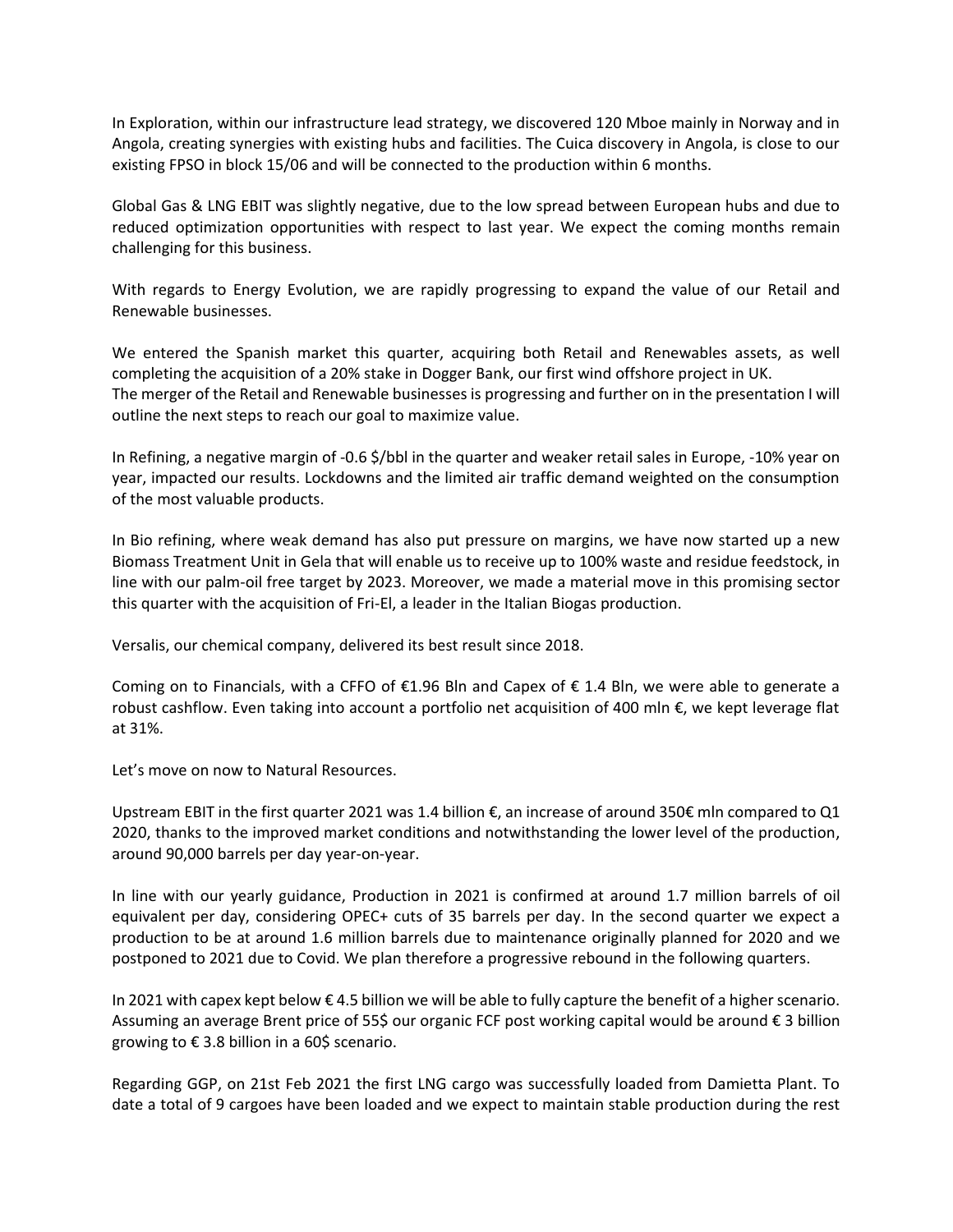In Exploration, within our infrastructure lead strategy, we discovered 120 Mboe mainly in Norway and in Angola, creating synergies with existing hubs and facilities. The Cuica discovery in Angola, is close to our existing FPSO in block 15/06 and will be connected to the production within 6 months.

Global Gas & LNG EBIT was slightly negative, due to the low spread between European hubs and due to reduced optimization opportunities with respect to last year. We expect the coming months remain challenging for this business.

With regards to Energy Evolution, we are rapidly progressing to expand the value of our Retail and Renewable businesses.

We entered the Spanish market this quarter, acquiring both Retail and Renewables assets, as well completing the acquisition of a 20% stake in Dogger Bank, our first wind offshore project in UK. The merger of the Retail and Renewable businesses is progressing and further on in the presentation I will outline the next steps to reach our goal to maximize value.

In Refining, a negative margin of -0.6 $/bbl in the quarter and weaker retail sales in Europe, -10% year on year, impacted our results. Lockdowns and the limited air traffic demand weighted on the consumption of the most valuable products.

In Bio refining, where weak demand has also put pressure on margins, we have now started up a new Biomass Treatment Unit in Gela that will enable us to receive up to 100% waste and residue feedstock, in line with our palm-oil free target by 2023. Moreover, we made a material move in this promising sector this quarter with the acquisition of Fri-El, a leader in the Italian Biogas production.

Versalis, our chemical company, delivered its best result since 2018.

Coming on to Financials, with a CFFO of €1.96 Bln and Capex of € 1.4 Bln, we were able to generate a robust cashflow. Even taking into account a portfolio net acquisition of 400 mln €, we kept leverage flat at 31%.

Let's move on now to Natural Resources.

Upstream EBIT in the first quarter 2021 was 1.4 billion €, an increase of around 350€ mln compared to Q1 2020, thanks to the improved market conditions and notwithstanding the lower level of the production, around 90,000 barrels per day year-on-year.

In line with our yearly guidance, Production in 2021 is confirmed at around 1.7 million barrels of oil equivalent per day, considering OPEC+ cuts of 35 barrels per day. In the second quarter we expect a production to be at around 1.6 million barrels due to maintenance originally planned for 2020 and we postponed to 2021 due to Covid. We plan therefore a progressive rebound in the following quarters.

In 2021 with capex kept below € 4.5 billion we will be able to fully capture the benefit of a higher scenario. Assuming an average Brent price of 55$ our organic FCF post working capital would be around € 3 billion growing to € 3.8 billion in a 60$ scenario.

Regarding GGP, on 21st Feb 2021 the first LNG cargo was successfully loaded from Damietta Plant. To date a total of 9 cargoes have been loaded and we expect to maintain stable production during the rest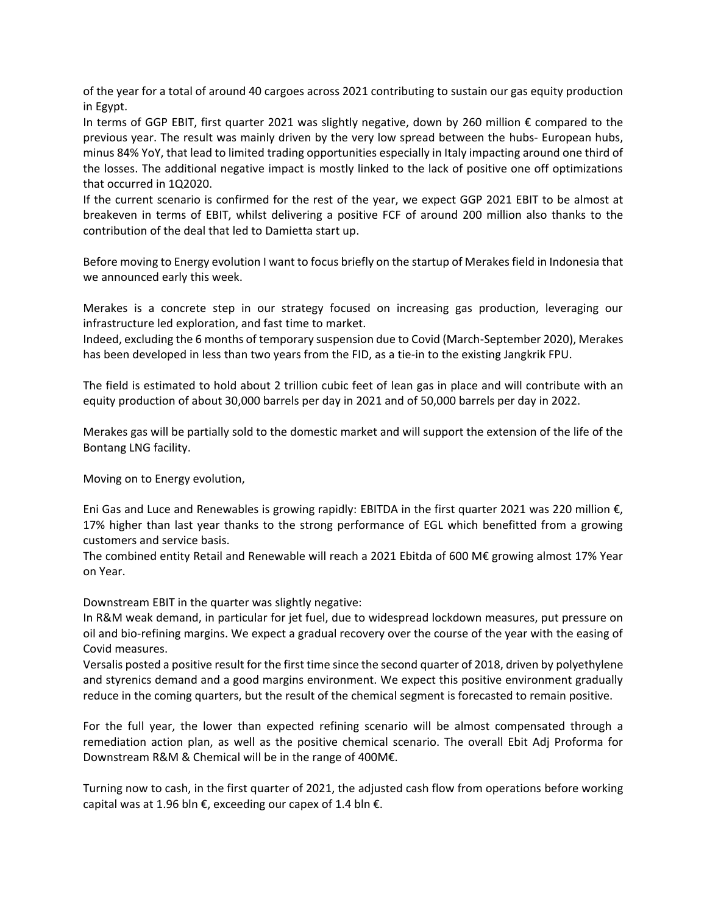of the year for a total of around 40 cargoes across 2021 contributing to sustain our gas equity production in Egypt.

In terms of GGP EBIT, first quarter 2021 was slightly negative, down by 260 million € compared to the previous year. The result was mainly driven by the very low spread between the hubs- European hubs, minus 84% YoY, that lead to limited trading opportunities especially in Italy impacting around one third of the losses. The additional negative impact is mostly linked to the lack of positive one off optimizations that occurred in 1Q2020.

If the current scenario is confirmed for the rest of the year, we expect GGP 2021 EBIT to be almost at breakeven in terms of EBIT, whilst delivering a positive FCF of around 200 million also thanks to the contribution of the deal that led to Damietta start up.

Before moving to Energy evolution I want to focus briefly on the startup of Merakes field in Indonesia that we announced early this week.

Merakes is a concrete step in our strategy focused on increasing gas production, leveraging our infrastructure led exploration, and fast time to market.

Indeed, excluding the 6 months of temporary suspension due to Covid (March-September 2020), Merakes has been developed in less than two years from the FID, as a tie-in to the existing Jangkrik FPU.

The field is estimated to hold about 2 trillion cubic feet of lean gas in place and will contribute with an equity production of about 30,000 barrels per day in 2021 and of 50,000 barrels per day in 2022.

Merakes gas will be partially sold to the domestic market and will support the extension of the life of the Bontang LNG facility.

Moving on to Energy evolution,

Eni Gas and Luce and Renewables is growing rapidly: EBITDA in the first quarter 2021 was 220 million €, 17% higher than last year thanks to the strong performance of EGL which benefitted from a growing customers and service basis.

The combined entity Retail and Renewable will reach a 2021 Ebitda of 600 M€ growing almost 17% Year on Year.

Downstream EBIT in the quarter was slightly negative:

In R&M weak demand, in particular for jet fuel, due to widespread lockdown measures, put pressure on oil and bio-refining margins. We expect a gradual recovery over the course of the year with the easing of Covid measures.

Versalis posted a positive result for the first time since the second quarter of 2018, driven by polyethylene and styrenics demand and a good margins environment. We expect this positive environment gradually reduce in the coming quarters, but the result of the chemical segment is forecasted to remain positive.

For the full year, the lower than expected refining scenario will be almost compensated through a remediation action plan, as well as the positive chemical scenario. The overall Ebit Adj Proforma for Downstream R&M & Chemical will be in the range of 400M€.

Turning now to cash, in the first quarter of 2021, the adjusted cash flow from operations before working capital was at 1.96 bln €, exceeding our capex of 1.4 bln €.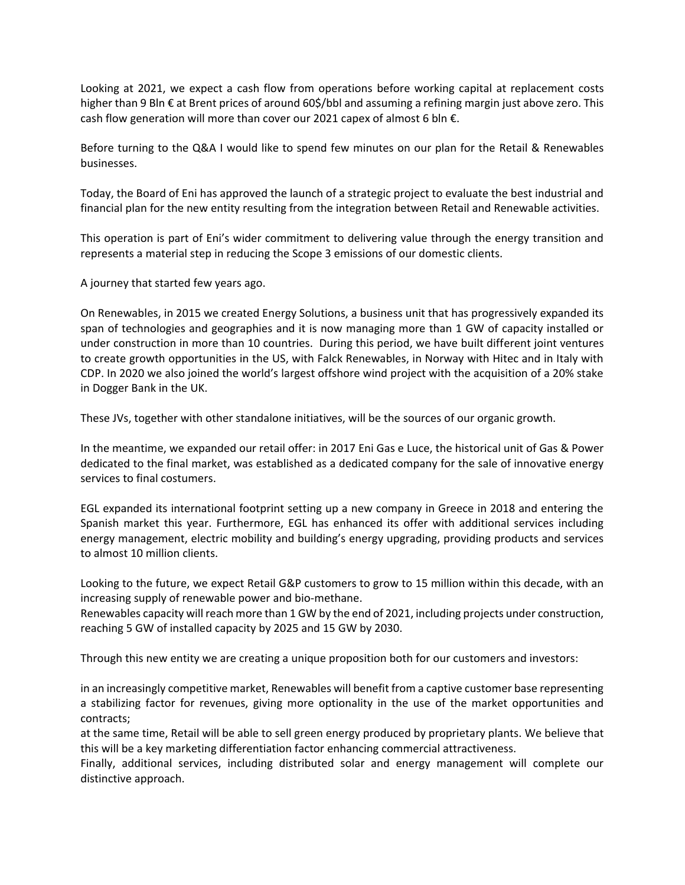Looking at 2021, we expect a cash flow from operations before working capital at replacement costs higher than 9 Bln € at Brent prices of around 60$/bbl and assuming a refining margin just above zero. This cash flow generation will more than cover our 2021 capex of almost 6 bln €.

Before turning to the Q&A I would like to spend few minutes on our plan for the Retail & Renewables businesses.

Today, the Board of Eni has approved the launch of a strategic project to evaluate the best industrial and financial plan for the new entity resulting from the integration between Retail and Renewable activities.

This operation is part of Eni's wider commitment to delivering value through the energy transition and represents a material step in reducing the Scope 3 emissions of our domestic clients.

A journey that started few years ago.

On Renewables, in 2015 we created Energy Solutions, a business unit that has progressively expanded its span of technologies and geographies and it is now managing more than 1 GW of capacity installed or under construction in more than 10 countries. During this period, we have built different joint ventures to create growth opportunities in the US, with Falck Renewables, in Norway with Hitec and in Italy with CDP. In 2020 we also joined the world's largest offshore wind project with the acquisition of a 20% stake in Dogger Bank in the UK.

These JVs, together with other standalone initiatives, will be the sources of our organic growth.

In the meantime, we expanded our retail offer: in 2017 Eni Gas e Luce, the historical unit of Gas & Power dedicated to the final market, was established as a dedicated company for the sale of innovative energy services to final costumers.

EGL expanded its international footprint setting up a new company in Greece in 2018 and entering the Spanish market this year. Furthermore, EGL has enhanced its offer with additional services including energy management, electric mobility and building's energy upgrading, providing products and services to almost 10 million clients.

Looking to the future, we expect Retail G&P customers to grow to 15 million within this decade, with an increasing supply of renewable power and bio-methane.
Renewables capacity will reach more than 1 GW by the end of 2021, including projects under construction, reaching 5 GW of installed capacity by 2025 and 15 GW by 2030.

Through this new entity we are creating a unique proposition both for our customers and investors:

in an increasingly competitive market, Renewables will benefit from a captive customer base representing a stabilizing factor for revenues, giving more optionality in the use of the market opportunities and contracts;
at the same time, Retail will be able to sell green energy produced by proprietary plants. We believe that this will be a key marketing differentiation factor enhancing commercial attractiveness.
Finally, additional services, including distributed solar and energy management will complete our distinctive approach.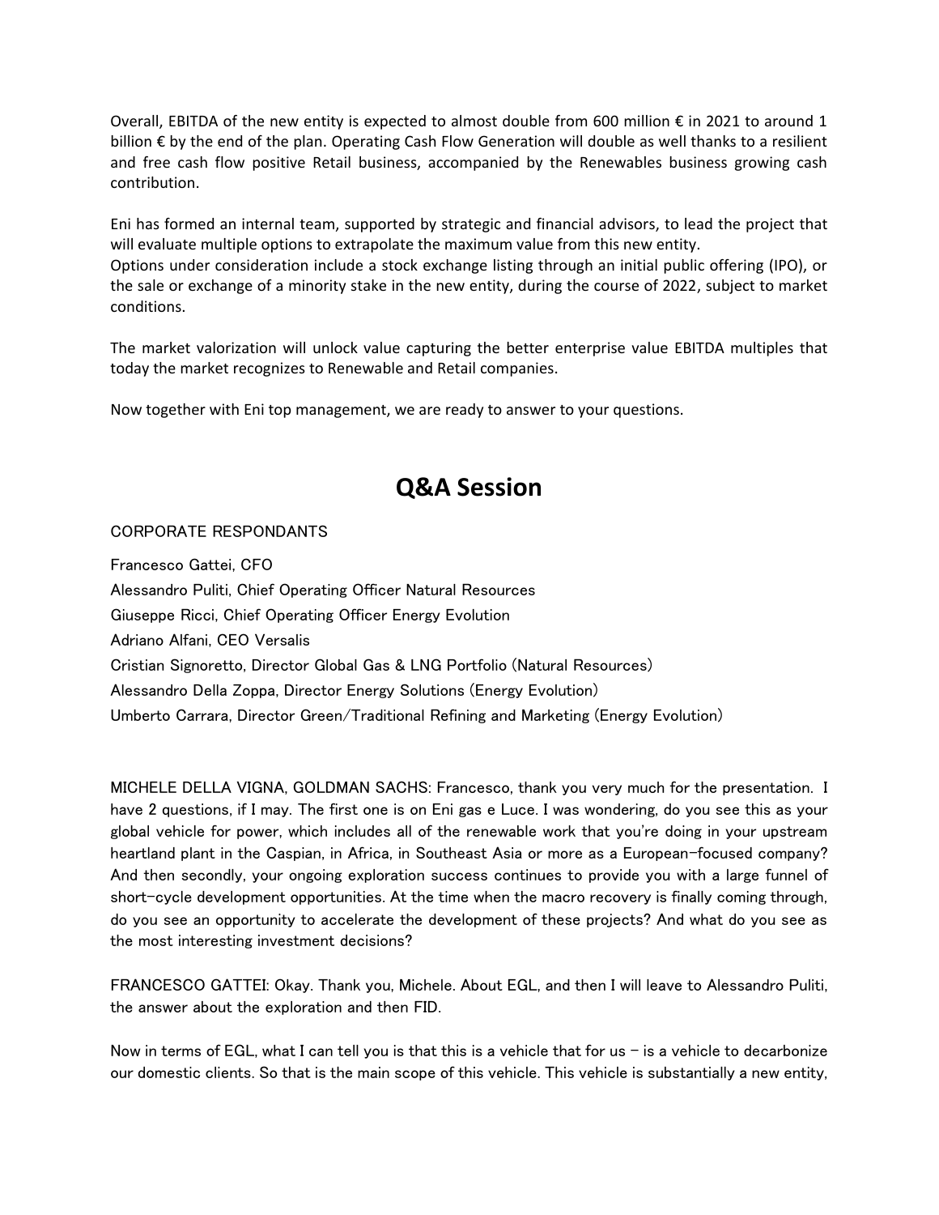Overall, EBITDA of the new entity is expected to almost double from 600 million € in 2021 to around 1 billion € by the end of the plan. Operating Cash Flow Generation will double as well thanks to a resilient and free cash flow positive Retail business, accompanied by the Renewables business growing cash contribution.

Eni has formed an internal team, supported by strategic and financial advisors, to lead the project that will evaluate multiple options to extrapolate the maximum value from this new entity.
Options under consideration include a stock exchange listing through an initial public offering (IPO), or the sale or exchange of a minority stake in the new entity, during the course of 2022, subject to market conditions.

The market valorization will unlock value capturing the better enterprise value EBITDA multiples that today the market recognizes to Renewable and Retail companies.

Now together with Eni top management, we are ready to answer to your questions.

# Q&A Session

CORPORATE RESPONDANTS

Francesco Gattei, CFO
Alessandro Puliti, Chief Operating Officer Natural Resources
Giuseppe Ricci, Chief Operating Officer Energy Evolution
Adriano Alfani, CEO Versalis
Cristian Signoretto, Director Global Gas & LNG Portfolio (Natural Resources)
Alessandro Della Zoppa, Director Energy Solutions (Energy Evolution)
Umberto Carrara, Director Green/Traditional Refining and Marketing (Energy Evolution)

MICHELE DELLA VIGNA, GOLDMAN SACHS: Francesco, thank you very much for the presentation. I have 2 questions, if I may. The first one is on Eni gas e Luce. I was wondering, do you see this as your global vehicle for power, which includes all of the renewable work that you're doing in your upstream heartland plant in the Caspian, in Africa, in Southeast Asia or more as a European-focused company? And then secondly, your ongoing exploration success continues to provide you with a large funnel of short-cycle development opportunities. At the time when the macro recovery is finally coming through, do you see an opportunity to accelerate the development of these projects? And what do you see as the most interesting investment decisions?

FRANCESCO GATTEI: Okay. Thank you, Michele. About EGL, and then I will leave to Alessandro Puliti, the answer about the exploration and then FID.

Now in terms of EGL, what I can tell you is that this is a vehicle that for us – is a vehicle to decarbonize our domestic clients. So that is the main scope of this vehicle. This vehicle is substantially a new entity,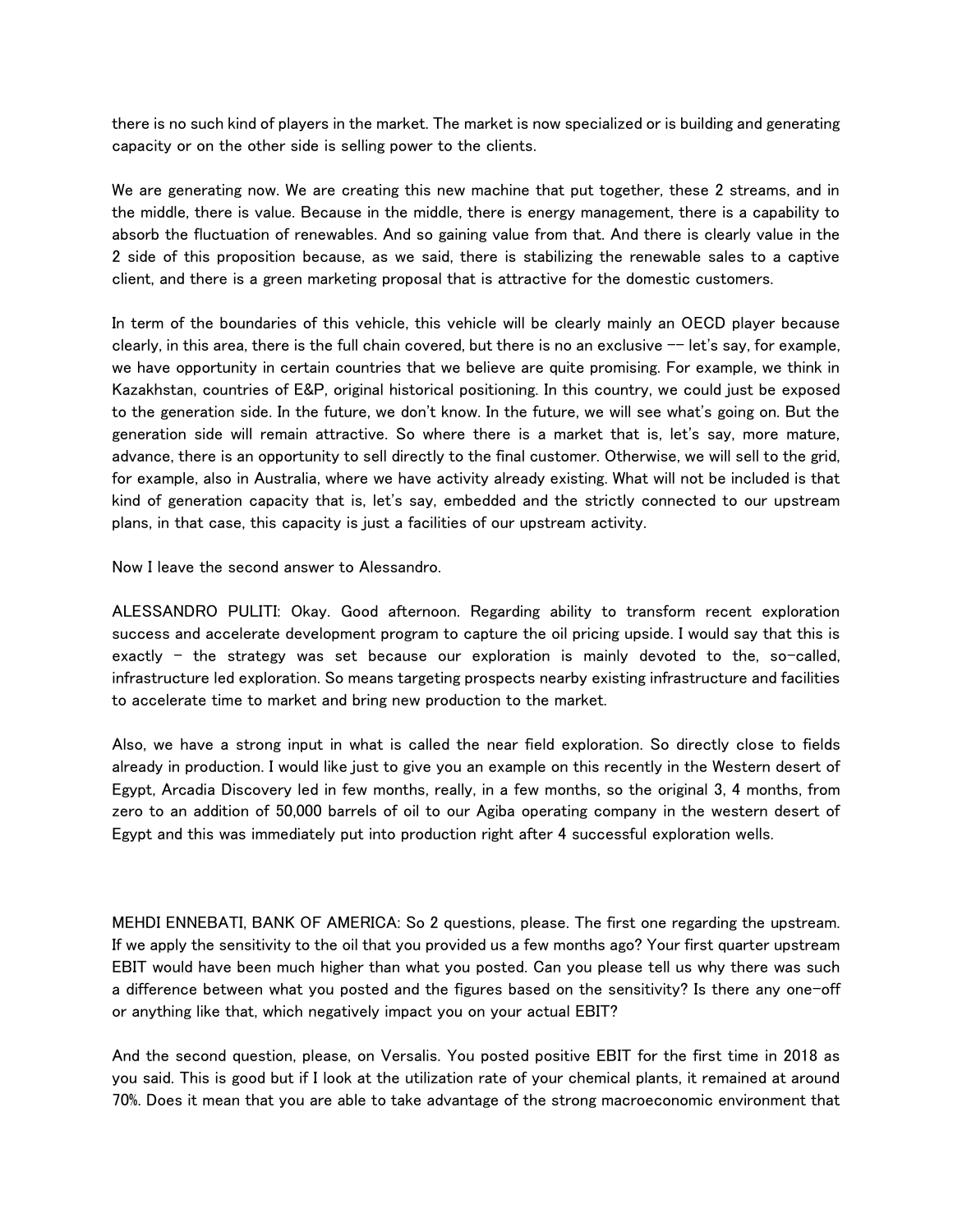there is no such kind of players in the market. The market is now specialized or is building and generating capacity or on the other side is selling power to the clients.

We are generating now. We are creating this new machine that put together, these 2 streams, and in the middle, there is value. Because in the middle, there is energy management, there is a capability to absorb the fluctuation of renewables. And so gaining value from that. And there is clearly value in the 2 side of this proposition because, as we said, there is stabilizing the renewable sales to a captive client, and there is a green marketing proposal that is attractive for the domestic customers.

In term of the boundaries of this vehicle, this vehicle will be clearly mainly an OECD player because clearly, in this area, there is the full chain covered, but there is no an exclusive -- let's say, for example, we have opportunity in certain countries that we believe are quite promising. For example, we think in Kazakhstan, countries of E&P, original historical positioning. In this country, we could just be exposed to the generation side. In the future, we don't know. In the future, we will see what's going on. But the generation side will remain attractive. So where there is a market that is, let's say, more mature, advance, there is an opportunity to sell directly to the final customer. Otherwise, we will sell to the grid, for example, also in Australia, where we have activity already existing. What will not be included is that kind of generation capacity that is, let's say, embedded and the strictly connected to our upstream plans, in that case, this capacity is just a facilities of our upstream activity.

Now I leave the second answer to Alessandro.

ALESSANDRO PULITI: Okay. Good afternoon. Regarding ability to transform recent exploration success and accelerate development program to capture the oil pricing upside. I would say that this is exactly – the strategy was set because our exploration is mainly devoted to the, so-called, infrastructure led exploration. So means targeting prospects nearby existing infrastructure and facilities to accelerate time to market and bring new production to the market.

Also, we have a strong input in what is called the near field exploration. So directly close to fields already in production. I would like just to give you an example on this recently in the Western desert of Egypt, Arcadia Discovery led in few months, really, in a few months, so the original 3, 4 months, from zero to an addition of 50,000 barrels of oil to our Agiba operating company in the western desert of Egypt and this was immediately put into production right after 4 successful exploration wells.

MEHDI ENNEBATI, BANK OF AMERICA: So 2 questions, please. The first one regarding the upstream. If we apply the sensitivity to the oil that you provided us a few months ago? Your first quarter upstream EBIT would have been much higher than what you posted. Can you please tell us why there was such a difference between what you posted and the figures based on the sensitivity? Is there any one-off or anything like that, which negatively impact you on your actual EBIT?

And the second question, please, on Versalis. You posted positive EBIT for the first time in 2018 as you said. This is good but if I look at the utilization rate of your chemical plants, it remained at around 70%. Does it mean that you are able to take advantage of the strong macroeconomic environment that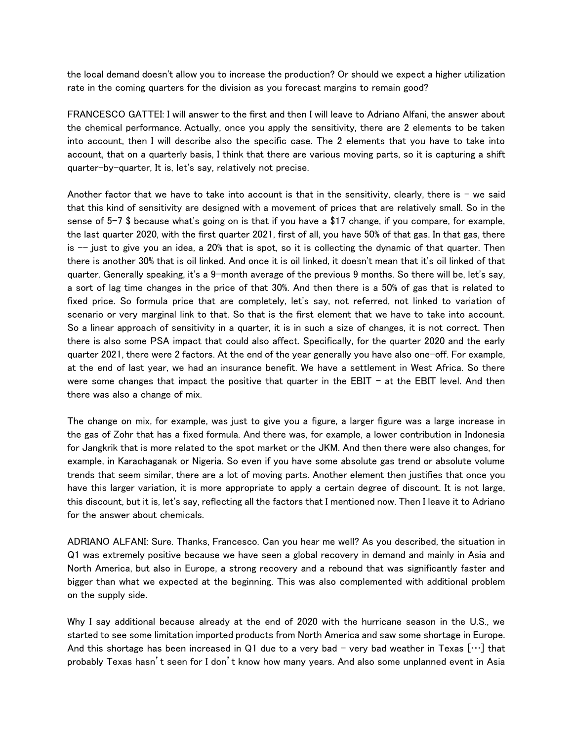the local demand doesn't allow you to increase the production? Or should we expect a higher utilization rate in the coming quarters for the division as you forecast margins to remain good?

FRANCESCO GATTEI: I will answer to the first and then I will leave to Adriano Alfani, the answer about the chemical performance. Actually, once you apply the sensitivity, there are 2 elements to be taken into account, then I will describe also the specific case. The 2 elements that you have to take into account, that on a quarterly basis, I think that there are various moving parts, so it is capturing a shift quarter-by-quarter, It is, let's say, relatively not precise.

Another factor that we have to take into account is that in the sensitivity, clearly, there is – we said that this kind of sensitivity are designed with a movement of prices that are relatively small. So in the sense of 5-7 $ because what's going on is that if you have a $17 change, if you compare, for example, the last quarter 2020, with the first quarter 2021, first of all, you have 50% of that gas. In that gas, there is -- just to give you an idea, a 20% that is spot, so it is collecting the dynamic of that quarter. Then there is another 30% that is oil linked. And once it is oil linked, it doesn't mean that it's oil linked of that quarter. Generally speaking, it's a 9-month average of the previous 9 months. So there will be, let's say, a sort of lag time changes in the price of that 30%. And then there is a 50% of gas that is related to fixed price. So formula price that are completely, let's say, not referred, not linked to variation of scenario or very marginal link to that. So that is the first element that we have to take into account. So a linear approach of sensitivity in a quarter, it is in such a size of changes, it is not correct. Then there is also some PSA impact that could also affect. Specifically, for the quarter 2020 and the early quarter 2021, there were 2 factors. At the end of the year generally you have also one-off. For example, at the end of last year, we had an insurance benefit. We have a settlement in West Africa. So there were some changes that impact the positive that quarter in the EBIT – at the EBIT level. And then there was also a change of mix.

The change on mix, for example, was just to give you a figure, a larger figure was a large increase in the gas of Zohr that has a fixed formula. And there was, for example, a lower contribution in Indonesia for Jangkrik that is more related to the spot market or the JKM. And then there were also changes, for example, in Karachaganak or Nigeria. So even if you have some absolute gas trend or absolute volume trends that seem similar, there are a lot of moving parts. Another element then justifies that once you have this larger variation, it is more appropriate to apply a certain degree of discount. It is not large, this discount, but it is, let's say, reflecting all the factors that I mentioned now. Then I leave it to Adriano for the answer about chemicals.

ADRIANO ALFANI: Sure. Thanks, Francesco. Can you hear me well? As you described, the situation in Q1 was extremely positive because we have seen a global recovery in demand and mainly in Asia and North America, but also in Europe, a strong recovery and a rebound that was significantly faster and bigger than what we expected at the beginning. This was also complemented with additional problem on the supply side.

Why I say additional because already at the end of 2020 with the hurricane season in the U.S., we started to see some limitation imported products from North America and saw some shortage in Europe. And this shortage has been increased in Q1 due to a very bad – very bad weather in Texas [...] that probably Texas hasn't seen for I don't know how many years. And also some unplanned event in Asia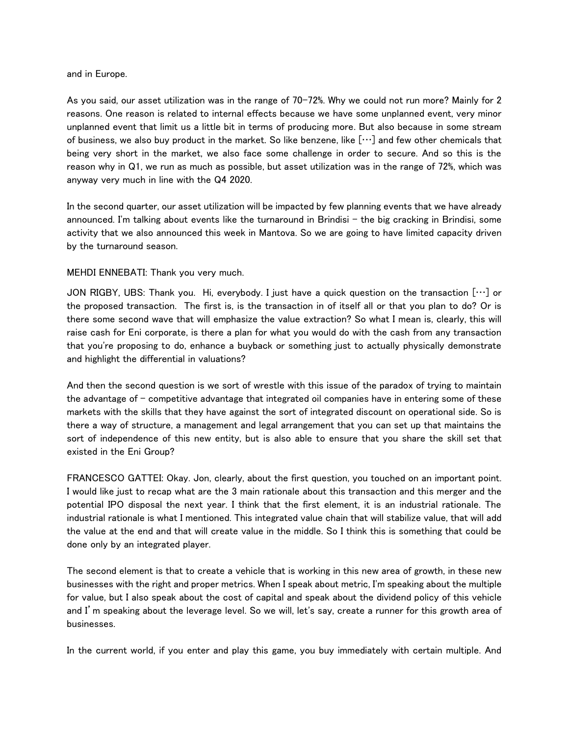and in Europe.

As you said, our asset utilization was in the range of 70-72%. Why we could not run more? Mainly for 2 reasons. One reason is related to internal effects because we have some unplanned event, very minor unplanned event that limit us a little bit in terms of producing more. But also because in some stream of business, we also buy product in the market. So like benzene, like […] and few other chemicals that being very short in the market, we also face some challenge in order to secure. And so this is the reason why in Q1, we run as much as possible, but asset utilization was in the range of 72%, which was anyway very much in line with the Q4 2020.

In the second quarter, our asset utilization will be impacted by few planning events that we have already announced. I'm talking about events like the turnaround in Brindisi – the big cracking in Brindisi, some activity that we also announced this week in Mantova. So we are going to have limited capacity driven by the turnaround season.

MEHDI ENNEBATI: Thank you very much.

JON RIGBY, UBS: Thank you. Hi, everybody. I just have a quick question on the transaction […] or the proposed transaction. The first is, is the transaction in of itself all or that you plan to do? Or is there some second wave that will emphasize the value extraction? So what I mean is, clearly, this will raise cash for Eni corporate, is there a plan for what you would do with the cash from any transaction that you're proposing to do, enhance a buyback or something just to actually physically demonstrate and highlight the differential in valuations?

And then the second question is we sort of wrestle with this issue of the paradox of trying to maintain the advantage of – competitive advantage that integrated oil companies have in entering some of these markets with the skills that they have against the sort of integrated discount on operational side. So is there a way of structure, a management and legal arrangement that you can set up that maintains the sort of independence of this new entity, but is also able to ensure that you share the skill set that existed in the Eni Group?

FRANCESCO GATTEI: Okay. Jon, clearly, about the first question, you touched on an important point. I would like just to recap what are the 3 main rationale about this transaction and this merger and the potential IPO disposal the next year. I think that the first element, it is an industrial rationale. The industrial rationale is what I mentioned. This integrated value chain that will stabilize value, that will add the value at the end and that will create value in the middle. So I think this is something that could be done only by an integrated player.

The second element is that to create a vehicle that is working in this new area of growth, in these new businesses with the right and proper metrics. When I speak about metric, I'm speaking about the multiple for value, but I also speak about the cost of capital and speak about the dividend policy of this vehicle and I'm speaking about the leverage level. So we will, let's say, create a runner for this growth area of businesses.

In the current world, if you enter and play this game, you buy immediately with certain multiple. And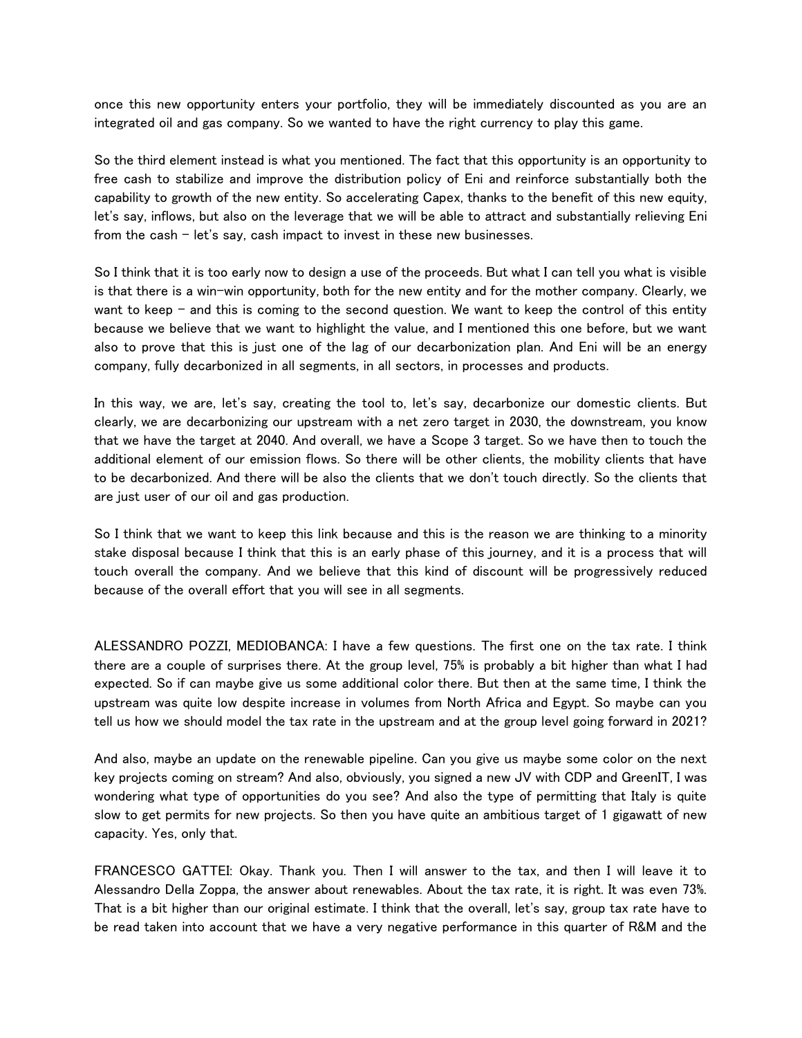once this new opportunity enters your portfolio, they will be immediately discounted as you are an integrated oil and gas company. So we wanted to have the right currency to play this game.

So the third element instead is what you mentioned. The fact that this opportunity is an opportunity to free cash to stabilize and improve the distribution policy of Eni and reinforce substantially both the capability to growth of the new entity. So accelerating Capex, thanks to the benefit of this new equity, let's say, inflows, but also on the leverage that we will be able to attract and substantially relieving Eni from the cash – let's say, cash impact to invest in these new businesses.

So I think that it is too early now to design a use of the proceeds. But what I can tell you what is visible is that there is a win-win opportunity, both for the new entity and for the mother company. Clearly, we want to keep – and this is coming to the second question. We want to keep the control of this entity because we believe that we want to highlight the value, and I mentioned this one before, but we want also to prove that this is just one of the lag of our decarbonization plan. And Eni will be an energy company, fully decarbonized in all segments, in all sectors, in processes and products.

In this way, we are, let's say, creating the tool to, let's say, decarbonize our domestic clients. But clearly, we are decarbonizing our upstream with a net zero target in 2030, the downstream, you know that we have the target at 2040. And overall, we have a Scope 3 target. So we have then to touch the additional element of our emission flows. So there will be other clients, the mobility clients that have to be decarbonized. And there will be also the clients that we don't touch directly. So the clients that are just user of our oil and gas production.

So I think that we want to keep this link because and this is the reason we are thinking to a minority stake disposal because I think that this is an early phase of this journey, and it is a process that will touch overall the company. And we believe that this kind of discount will be progressively reduced because of the overall effort that you will see in all segments.

ALESSANDRO POZZI, MEDIOBANCA: I have a few questions. The first one on the tax rate. I think there are a couple of surprises there. At the group level, 75% is probably a bit higher than what I had expected. So if can maybe give us some additional color there. But then at the same time, I think the upstream was quite low despite increase in volumes from North Africa and Egypt. So maybe can you tell us how we should model the tax rate in the upstream and at the group level going forward in 2021?

And also, maybe an update on the renewable pipeline. Can you give us maybe some color on the next key projects coming on stream? And also, obviously, you signed a new JV with CDP and GreenIT, I was wondering what type of opportunities do you see? And also the type of permitting that Italy is quite slow to get permits for new projects. So then you have quite an ambitious target of 1 gigawatt of new capacity. Yes, only that.

FRANCESCO GATTEI: Okay. Thank you. Then I will answer to the tax, and then I will leave it to Alessandro Della Zoppa, the answer about renewables. About the tax rate, it is right. It was even 73%. That is a bit higher than our original estimate. I think that the overall, let's say, group tax rate have to be read taken into account that we have a very negative performance in this quarter of R&M and the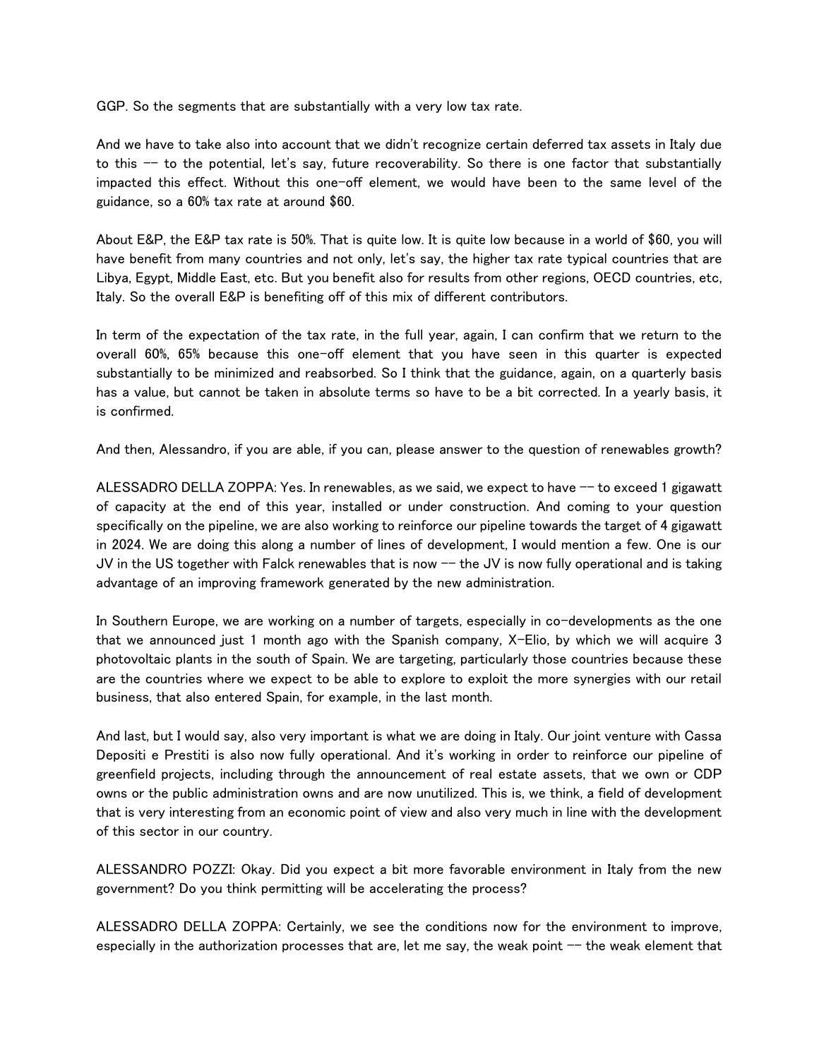GGP. So the segments that are substantially with a very low tax rate.

And we have to take also into account that we didn't recognize certain deferred tax assets in Italy due to this -- to the potential, let's say, future recoverability. So there is one factor that substantially impacted this effect. Without this one-off element, we would have been to the same level of the guidance, so a 60% tax rate at around $60.

About E&P, the E&P tax rate is 50%. That is quite low. It is quite low because in a world of $60, you will have benefit from many countries and not only, let's say, the higher tax rate typical countries that are Libya, Egypt, Middle East, etc. But you benefit also for results from other regions, OECD countries, etc, Italy. So the overall E&P is benefiting off of this mix of different contributors.

In term of the expectation of the tax rate, in the full year, again, I can confirm that we return to the overall 60%, 65% because this one-off element that you have seen in this quarter is expected substantially to be minimized and reabsorbed. So I think that the guidance, again, on a quarterly basis has a value, but cannot be taken in absolute terms so have to be a bit corrected. In a yearly basis, it is confirmed.

And then, Alessandro, if you are able, if you can, please answer to the question of renewables growth?

ALESSADRO DELLA ZOPPA: Yes. In renewables, as we said, we expect to have -- to exceed 1 gigawatt of capacity at the end of this year, installed or under construction. And coming to your question specifically on the pipeline, we are also working to reinforce our pipeline towards the target of 4 gigawatt in 2024. We are doing this along a number of lines of development, I would mention a few. One is our JV in the US together with Falck renewables that is now -- the JV is now fully operational and is taking advantage of an improving framework generated by the new administration.

In Southern Europe, we are working on a number of targets, especially in co-developments as the one that we announced just 1 month ago with the Spanish company, X-Elio, by which we will acquire 3 photovoltaic plants in the south of Spain. We are targeting, particularly those countries because these are the countries where we expect to be able to explore to exploit the more synergies with our retail business, that also entered Spain, for example, in the last month.

And last, but I would say, also very important is what we are doing in Italy. Our joint venture with Cassa Depositi e Prestiti is also now fully operational. And it's working in order to reinforce our pipeline of greenfield projects, including through the announcement of real estate assets, that we own or CDP owns or the public administration owns and are now unutilized. This is, we think, a field of development that is very interesting from an economic point of view and also very much in line with the development of this sector in our country.

ALESSANDRO POZZI: Okay. Did you expect a bit more favorable environment in Italy from the new government? Do you think permitting will be accelerating the process?

ALESSADRO DELLA ZOPPA: Certainly, we see the conditions now for the environment to improve, especially in the authorization processes that are, let me say, the weak point -- the weak element that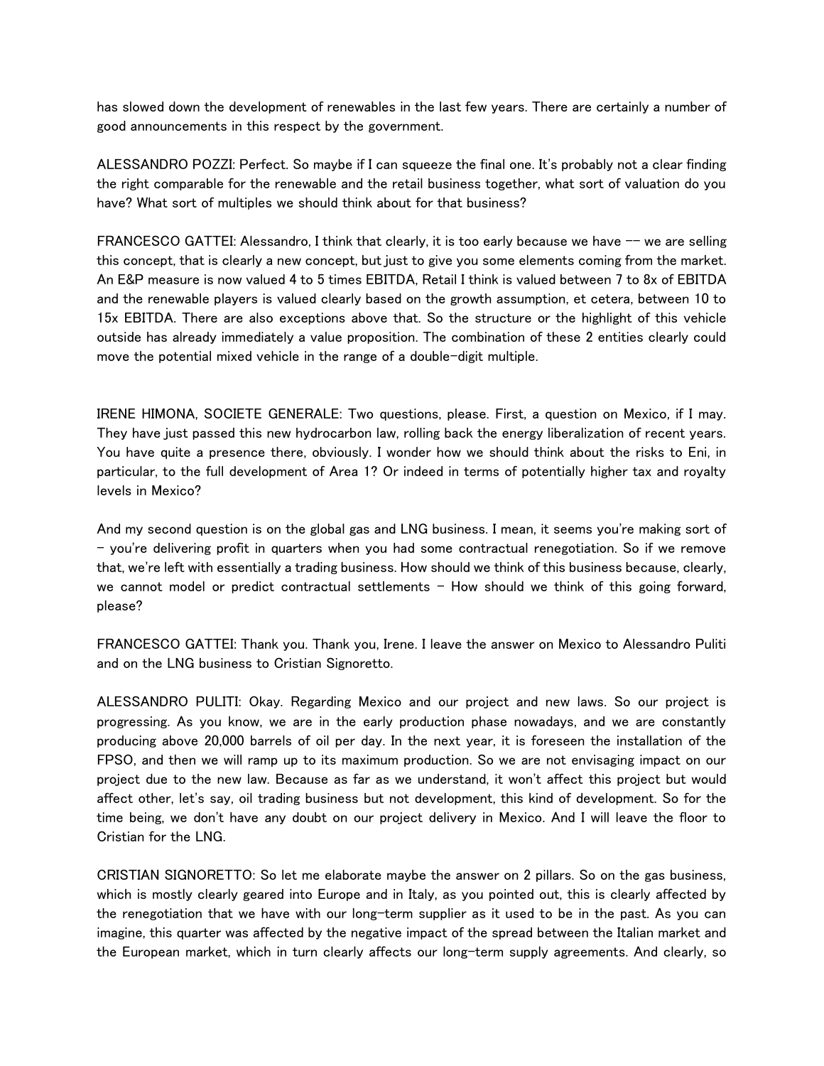has slowed down the development of renewables in the last few years. There are certainly a number of good announcements in this respect by the government.

ALESSANDRO POZZI: Perfect. So maybe if I can squeeze the final one. It's probably not a clear finding the right comparable for the renewable and the retail business together, what sort of valuation do you have? What sort of multiples we should think about for that business?

FRANCESCO GATTEI: Alessandro, I think that clearly, it is too early because we have -- we are selling this concept, that is clearly a new concept, but just to give you some elements coming from the market. An E&P measure is now valued 4 to 5 times EBITDA, Retail I think is valued between 7 to 8x of EBITDA and the renewable players is valued clearly based on the growth assumption, et cetera, between 10 to 15x EBITDA. There are also exceptions above that. So the structure or the highlight of this vehicle outside has already immediately a value proposition. The combination of these 2 entities clearly could move the potential mixed vehicle in the range of a double-digit multiple.

IRENE HIMONA, SOCIETE GENERALE: Two questions, please. First, a question on Mexico, if I may. They have just passed this new hydrocarbon law, rolling back the energy liberalization of recent years. You have quite a presence there, obviously. I wonder how we should think about the risks to Eni, in particular, to the full development of Area 1? Or indeed in terms of potentially higher tax and royalty levels in Mexico?

And my second question is on the global gas and LNG business. I mean, it seems you're making sort of – you're delivering profit in quarters when you had some contractual renegotiation. So if we remove that, we're left with essentially a trading business. How should we think of this business because, clearly, we cannot model or predict contractual settlements – How should we think of this going forward, please?

FRANCESCO GATTEI: Thank you. Thank you, Irene. I leave the answer on Mexico to Alessandro Puliti and on the LNG business to Cristian Signoretto.

ALESSANDRO PULITI: Okay. Regarding Mexico and our project and new laws. So our project is progressing. As you know, we are in the early production phase nowadays, and we are constantly producing above 20,000 barrels of oil per day. In the next year, it is foreseen the installation of the FPSO, and then we will ramp up to its maximum production. So we are not envisaging impact on our project due to the new law. Because as far as we understand, it won't affect this project but would affect other, let's say, oil trading business but not development, this kind of development. So for the time being, we don't have any doubt on our project delivery in Mexico. And I will leave the floor to Cristian for the LNG.

CRISTIAN SIGNORETTO: So let me elaborate maybe the answer on 2 pillars. So on the gas business, which is mostly clearly geared into Europe and in Italy, as you pointed out, this is clearly affected by the renegotiation that we have with our long-term supplier as it used to be in the past. As you can imagine, this quarter was affected by the negative impact of the spread between the Italian market and the European market, which in turn clearly affects our long-term supply agreements. And clearly, so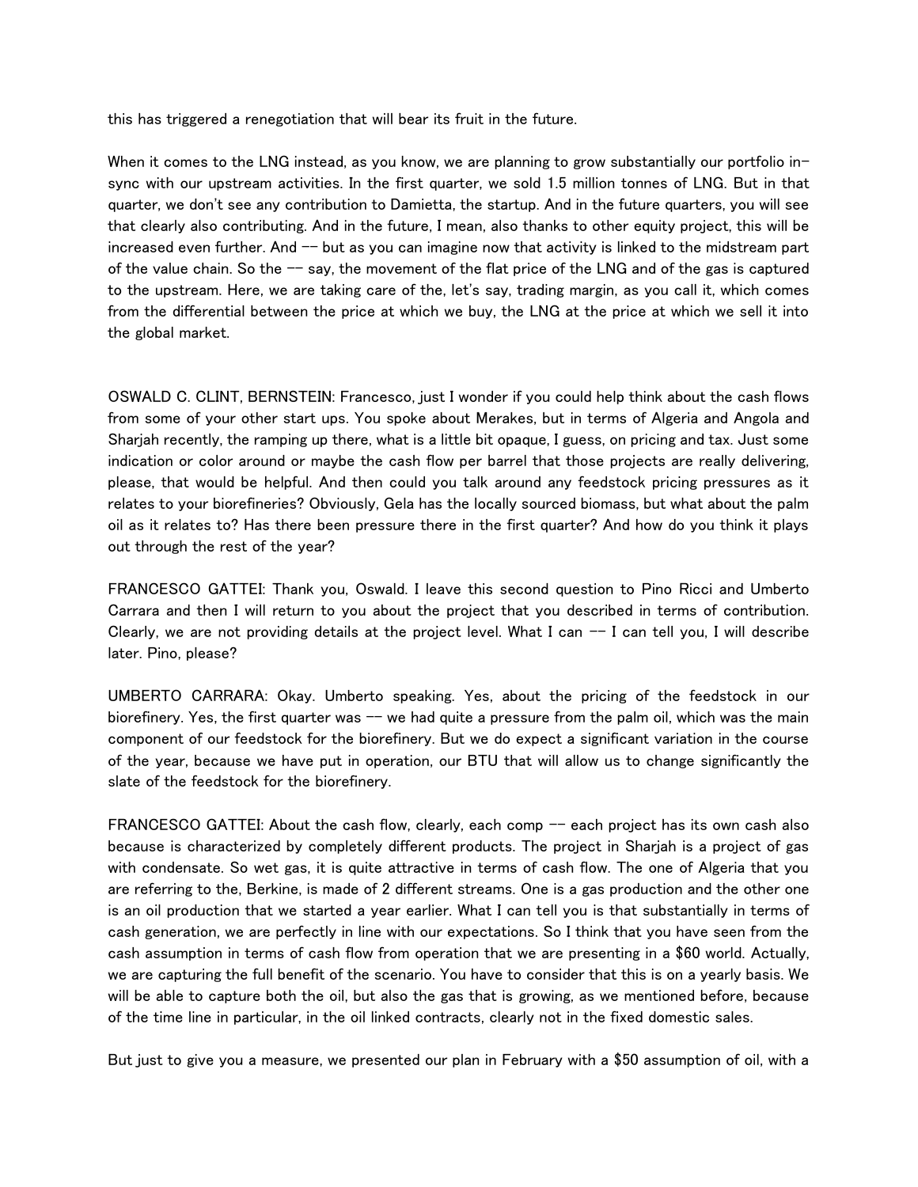this has triggered a renegotiation that will bear its fruit in the future.

When it comes to the LNG instead, as you know, we are planning to grow substantially our portfolio in-sync with our upstream activities. In the first quarter, we sold 1.5 million tonnes of LNG. But in that quarter, we don't see any contribution to Damietta, the startup. And in the future quarters, you will see that clearly also contributing. And in the future, I mean, also thanks to other equity project, this will be increased even further. And -- but as you can imagine now that activity is linked to the midstream part of the value chain. So the -- say, the movement of the flat price of the LNG and of the gas is captured to the upstream. Here, we are taking care of the, let's say, trading margin, as you call it, which comes from the differential between the price at which we buy, the LNG at the price at which we sell it into the global market.

OSWALD C. CLINT, BERNSTEIN: Francesco, just I wonder if you could help think about the cash flows from some of your other start ups. You spoke about Merakes, but in terms of Algeria and Angola and Sharjah recently, the ramping up there, what is a little bit opaque, I guess, on pricing and tax. Just some indication or color around or maybe the cash flow per barrel that those projects are really delivering, please, that would be helpful. And then could you talk around any feedstock pricing pressures as it relates to your biorefineries? Obviously, Gela has the locally sourced biomass, but what about the palm oil as it relates to? Has there been pressure there in the first quarter? And how do you think it plays out through the rest of the year?

FRANCESCO GATTEI: Thank you, Oswald. I leave this second question to Pino Ricci and Umberto Carrara and then I will return to you about the project that you described in terms of contribution. Clearly, we are not providing details at the project level. What I can -- I can tell you, I will describe later. Pino, please?

UMBERTO CARRARA: Okay. Umberto speaking. Yes, about the pricing of the feedstock in our biorefinery. Yes, the first quarter was -- we had quite a pressure from the palm oil, which was the main component of our feedstock for the biorefinery. But we do expect a significant variation in the course of the year, because we have put in operation, our BTU that will allow us to change significantly the slate of the feedstock for the biorefinery.

FRANCESCO GATTEI: About the cash flow, clearly, each comp -- each project has its own cash also because is characterized by completely different products. The project in Sharjah is a project of gas with condensate. So wet gas, it is quite attractive in terms of cash flow. The one of Algeria that you are referring to the, Berkine, is made of 2 different streams. One is a gas production and the other one is an oil production that we started a year earlier. What I can tell you is that substantially in terms of cash generation, we are perfectly in line with our expectations. So I think that you have seen from the cash assumption in terms of cash flow from operation that we are presenting in a $60 world. Actually, we are capturing the full benefit of the scenario. You have to consider that this is on a yearly basis. We will be able to capture both the oil, but also the gas that is growing, as we mentioned before, because of the time line in particular, in the oil linked contracts, clearly not in the fixed domestic sales.

But just to give you a measure, we presented our plan in February with a $50 assumption of oil, with a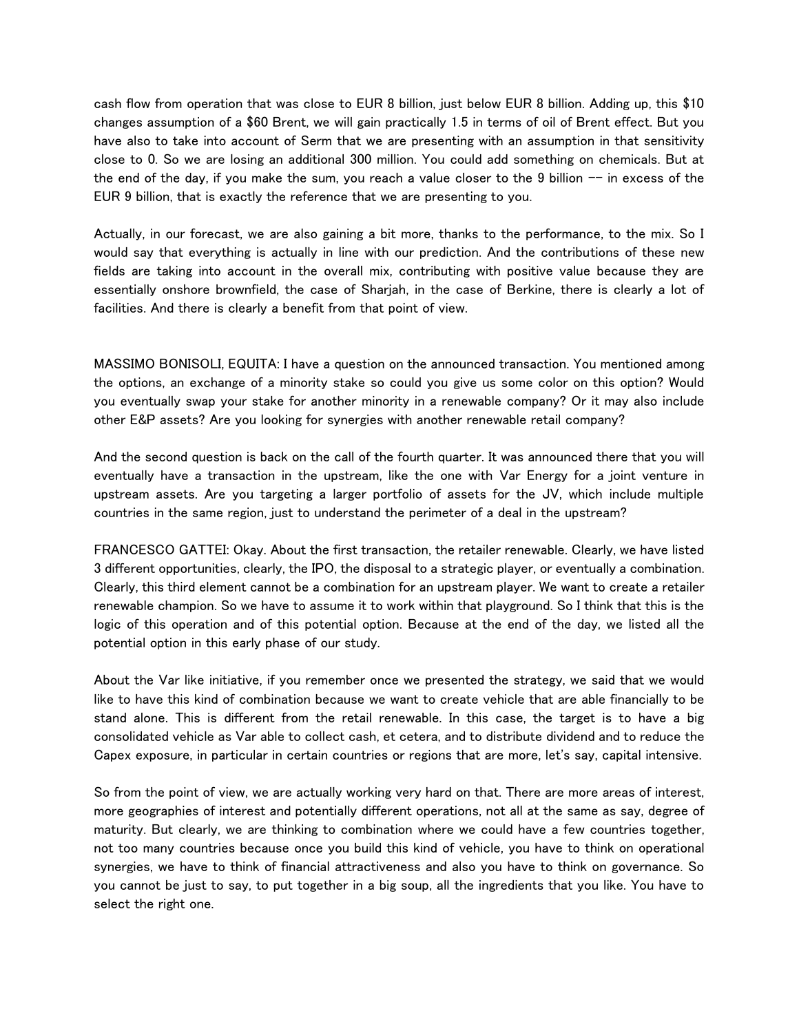cash flow from operation that was close to EUR 8 billion, just below EUR 8 billion. Adding up, this $10 changes assumption of a $60 Brent, we will gain practically 1.5 in terms of oil of Brent effect. But you have also to take into account of Serm that we are presenting with an assumption in that sensitivity close to 0. So we are losing an additional 300 million. You could add something on chemicals. But at the end of the day, if you make the sum, you reach a value closer to the 9 billion -- in excess of the EUR 9 billion, that is exactly the reference that we are presenting to you.

Actually, in our forecast, we are also gaining a bit more, thanks to the performance, to the mix. So I would say that everything is actually in line with our prediction. And the contributions of these new fields are taking into account in the overall mix, contributing with positive value because they are essentially onshore brownfield, the case of Sharjah, in the case of Berkine, there is clearly a lot of facilities. And there is clearly a benefit from that point of view.

MASSIMO BONISOLI, EQUITA: I have a question on the announced transaction. You mentioned among the options, an exchange of a minority stake so could you give us some color on this option? Would you eventually swap your stake for another minority in a renewable company? Or it may also include other E&P assets? Are you looking for synergies with another renewable retail company?

And the second question is back on the call of the fourth quarter. It was announced there that you will eventually have a transaction in the upstream, like the one with Var Energy for a joint venture in upstream assets. Are you targeting a larger portfolio of assets for the JV, which include multiple countries in the same region, just to understand the perimeter of a deal in the upstream?

FRANCESCO GATTEI: Okay. About the first transaction, the retailer renewable. Clearly, we have listed 3 different opportunities, clearly, the IPO, the disposal to a strategic player, or eventually a combination. Clearly, this third element cannot be a combination for an upstream player. We want to create a retailer renewable champion. So we have to assume it to work within that playground. So I think that this is the logic of this operation and of this potential option. Because at the end of the day, we listed all the potential option in this early phase of our study.

About the Var like initiative, if you remember once we presented the strategy, we said that we would like to have this kind of combination because we want to create vehicle that are able financially to be stand alone. This is different from the retail renewable. In this case, the target is to have a big consolidated vehicle as Var able to collect cash, et cetera, and to distribute dividend and to reduce the Capex exposure, in particular in certain countries or regions that are more, let's say, capital intensive.

So from the point of view, we are actually working very hard on that. There are more areas of interest, more geographies of interest and potentially different operations, not all at the same as say, degree of maturity. But clearly, we are thinking to combination where we could have a few countries together, not too many countries because once you build this kind of vehicle, you have to think on operational synergies, we have to think of financial attractiveness and also you have to think on governance. So you cannot be just to say, to put together in a big soup, all the ingredients that you like. You have to select the right one.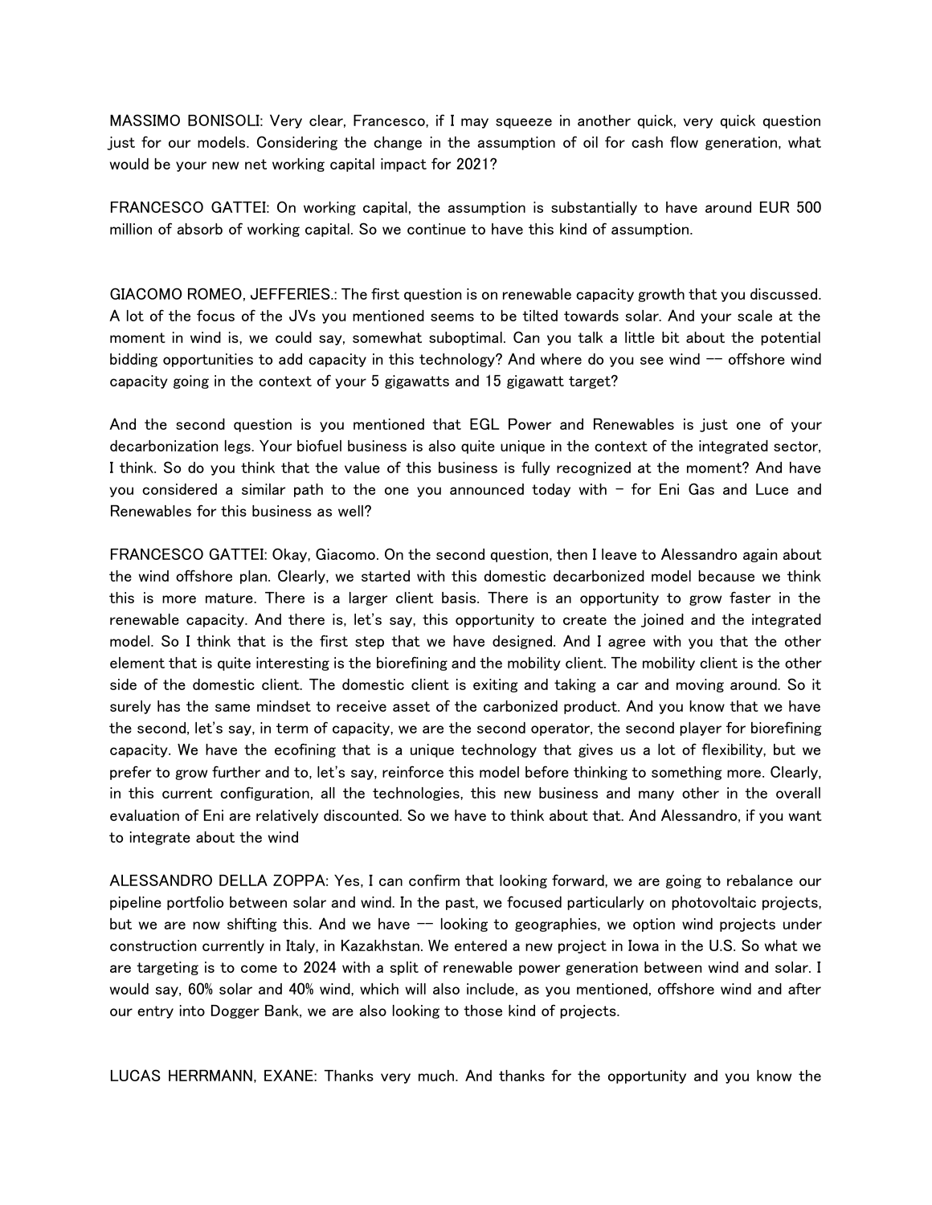MASSIMO BONISOLI: Very clear, Francesco, if I may squeeze in another quick, very quick question just for our models. Considering the change in the assumption of oil for cash flow generation, what would be your new net working capital impact for 2021?

FRANCESCO GATTEI: On working capital, the assumption is substantially to have around EUR 500 million of absorb of working capital. So we continue to have this kind of assumption.

GIACOMO ROMEO, JEFFERIES.: The first question is on renewable capacity growth that you discussed. A lot of the focus of the JVs you mentioned seems to be tilted towards solar. And your scale at the moment in wind is, we could say, somewhat suboptimal. Can you talk a little bit about the potential bidding opportunities to add capacity in this technology? And where do you see wind -- offshore wind capacity going in the context of your 5 gigawatts and 15 gigawatt target?

And the second question is you mentioned that EGL Power and Renewables is just one of your decarbonization legs. Your biofuel business is also quite unique in the context of the integrated sector, I think. So do you think that the value of this business is fully recognized at the moment? And have you considered a similar path to the one you announced today with – for Eni Gas and Luce and Renewables for this business as well?

FRANCESCO GATTEI: Okay, Giacomo. On the second question, then I leave to Alessandro again about the wind offshore plan. Clearly, we started with this domestic decarbonized model because we think this is more mature. There is a larger client basis. There is an opportunity to grow faster in the renewable capacity. And there is, let's say, this opportunity to create the joined and the integrated model. So I think that is the first step that we have designed. And I agree with you that the other element that is quite interesting is the biorefining and the mobility client. The mobility client is the other side of the domestic client. The domestic client is exiting and taking a car and moving around. So it surely has the same mindset to receive asset of the carbonized product. And you know that we have the second, let's say, in term of capacity, we are the second operator, the second player for biorefining capacity. We have the ecofining that is a unique technology that gives us a lot of flexibility, but we prefer to grow further and to, let's say, reinforce this model before thinking to something more. Clearly, in this current configuration, all the technologies, this new business and many other in the overall evaluation of Eni are relatively discounted. So we have to think about that. And Alessandro, if you want to integrate about the wind

ALESSANDRO DELLA ZOPPA: Yes, I can confirm that looking forward, we are going to rebalance our pipeline portfolio between solar and wind. In the past, we focused particularly on photovoltaic projects, but we are now shifting this. And we have -- looking to geographies, we option wind projects under construction currently in Italy, in Kazakhstan. We entered a new project in Iowa in the U.S. So what we are targeting is to come to 2024 with a split of renewable power generation between wind and solar. I would say, 60% solar and 40% wind, which will also include, as you mentioned, offshore wind and after our entry into Dogger Bank, we are also looking to those kind of projects.

LUCAS HERRMANN, EXANE: Thanks very much. And thanks for the opportunity and you know the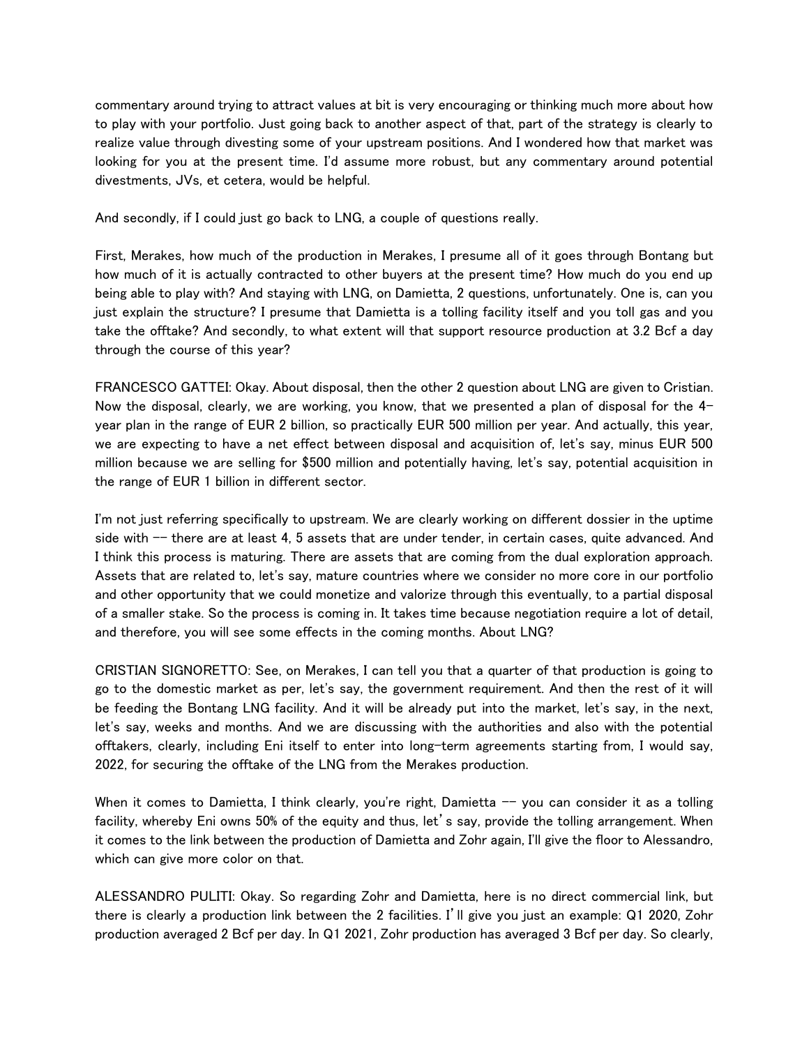commentary around trying to attract values at bit is very encouraging or thinking much more about how to play with your portfolio. Just going back to another aspect of that, part of the strategy is clearly to realize value through divesting some of your upstream positions. And I wondered how that market was looking for you at the present time. I'd assume more robust, but any commentary around potential divestments, JVs, et cetera, would be helpful.

And secondly, if I could just go back to LNG, a couple of questions really.

First, Merakes, how much of the production in Merakes, I presume all of it goes through Bontang but how much of it is actually contracted to other buyers at the present time? How much do you end up being able to play with? And staying with LNG, on Damietta, 2 questions, unfortunately. One is, can you just explain the structure? I presume that Damietta is a tolling facility itself and you toll gas and you take the offtake? And secondly, to what extent will that support resource production at 3.2 Bcf a day through the course of this year?

FRANCESCO GATTEI: Okay. About disposal, then the other 2 question about LNG are given to Cristian. Now the disposal, clearly, we are working, you know, that we presented a plan of disposal for the 4-year plan in the range of EUR 2 billion, so practically EUR 500 million per year. And actually, this year, we are expecting to have a net effect between disposal and acquisition of, let's say, minus EUR 500 million because we are selling for $500 million and potentially having, let's say, potential acquisition in the range of EUR 1 billion in different sector.

I'm not just referring specifically to upstream. We are clearly working on different dossier in the uptime side with -- there are at least 4, 5 assets that are under tender, in certain cases, quite advanced. And I think this process is maturing. There are assets that are coming from the dual exploration approach. Assets that are related to, let's say, mature countries where we consider no more core in our portfolio and other opportunity that we could monetize and valorize through this eventually, to a partial disposal of a smaller stake. So the process is coming in. It takes time because negotiation require a lot of detail, and therefore, you will see some effects in the coming months. About LNG?

CRISTIAN SIGNORETTO: See, on Merakes, I can tell you that a quarter of that production is going to go to the domestic market as per, let's say, the government requirement. And then the rest of it will be feeding the Bontang LNG facility. And it will be already put into the market, let's say, in the next, let's say, weeks and months. And we are discussing with the authorities and also with the potential offtakers, clearly, including Eni itself to enter into long-term agreements starting from, I would say, 2022, for securing the offtake of the LNG from the Merakes production.

When it comes to Damietta, I think clearly, you're right, Damietta -- you can consider it as a tolling facility, whereby Eni owns 50% of the equity and thus, let's say, provide the tolling arrangement. When it comes to the link between the production of Damietta and Zohr again, I'll give the floor to Alessandro, which can give more color on that.

ALESSANDRO PULITI: Okay. So regarding Zohr and Damietta, here is no direct commercial link, but there is clearly a production link between the 2 facilities. I'll give you just an example: Q1 2020, Zohr production averaged 2 Bcf per day. In Q1 2021, Zohr production has averaged 3 Bcf per day. So clearly,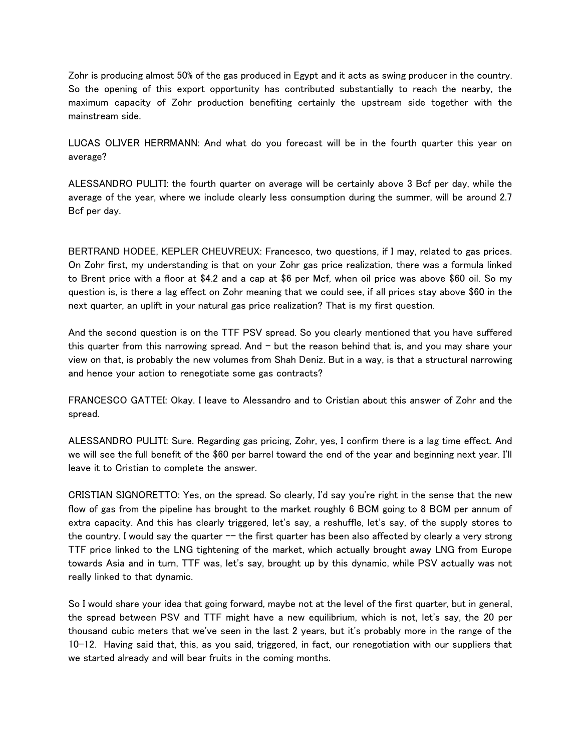Zohr is producing almost 50% of the gas produced in Egypt and it acts as swing producer in the country. So the opening of this export opportunity has contributed substantially to reach the nearby, the maximum capacity of Zohr production benefiting certainly the upstream side together with the mainstream side.

LUCAS OLIVER HERRMANN: And what do you forecast will be in the fourth quarter this year on average?

ALESSANDRO PULITI: the fourth quarter on average will be certainly above 3 Bcf per day, while the average of the year, where we include clearly less consumption during the summer, will be around 2.7 Bcf per day.

BERTRAND HODEE, KEPLER CHEUVREUX: Francesco, two questions, if I may, related to gas prices. On Zohr first, my understanding is that on your Zohr gas price realization, there was a formula linked to Brent price with a floor at $4.2 and a cap at $6 per Mcf, when oil price was above $60 oil. So my question is, is there a lag effect on Zohr meaning that we could see, if all prices stay above $60 in the next quarter, an uplift in your natural gas price realization? That is my first question.

And the second question is on the TTF PSV spread. So you clearly mentioned that you have suffered this quarter from this narrowing spread. And – but the reason behind that is, and you may share your view on that, is probably the new volumes from Shah Deniz. But in a way, is that a structural narrowing and hence your action to renegotiate some gas contracts?

FRANCESCO GATTEI: Okay. I leave to Alessandro and to Cristian about this answer of Zohr and the spread.

ALESSANDRO PULITI: Sure. Regarding gas pricing, Zohr, yes, I confirm there is a lag time effect. And we will see the full benefit of the $60 per barrel toward the end of the year and beginning next year. I'll leave it to Cristian to complete the answer.

CRISTIAN SIGNORETTO: Yes, on the spread. So clearly, I'd say you're right in the sense that the new flow of gas from the pipeline has brought to the market roughly 6 BCM going to 8 BCM per annum of extra capacity. And this has clearly triggered, let's say, a reshuffle, let's say, of the supply stores to the country. I would say the quarter -- the first quarter has been also affected by clearly a very strong TTF price linked to the LNG tightening of the market, which actually brought away LNG from Europe towards Asia and in turn, TTF was, let's say, brought up by this dynamic, while PSV actually was not really linked to that dynamic.

So I would share your idea that going forward, maybe not at the level of the first quarter, but in general, the spread between PSV and TTF might have a new equilibrium, which is not, let's say, the 20 per thousand cubic meters that we've seen in the last 2 years, but it's probably more in the range of the 10-12. Having said that, this, as you said, triggered, in fact, our renegotiation with our suppliers that we started already and will bear fruits in the coming months.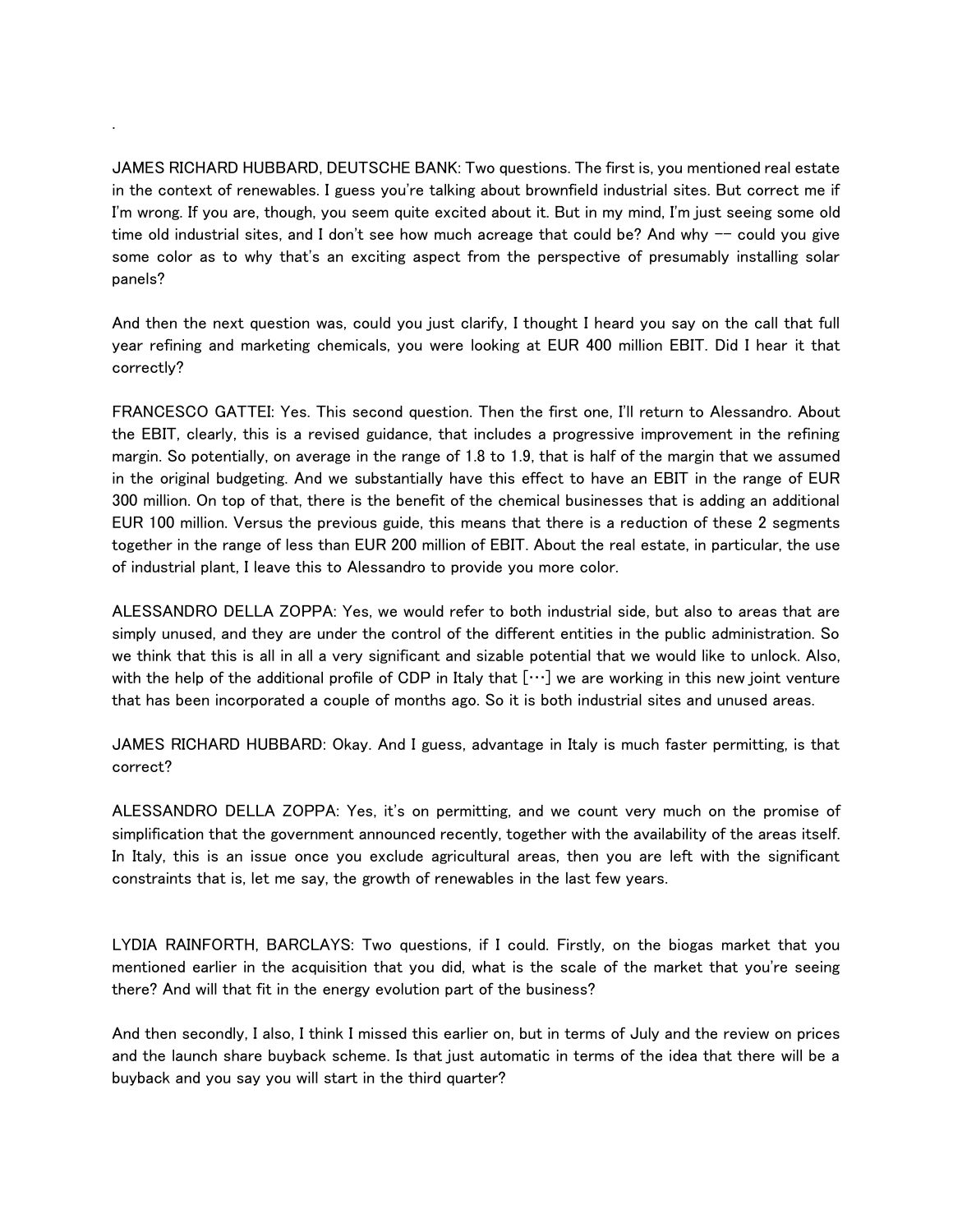JAMES RICHARD HUBBARD, DEUTSCHE BANK: Two questions. The first is, you mentioned real estate in the context of renewables. I guess you're talking about brownfield industrial sites. But correct me if I'm wrong. If you are, though, you seem quite excited about it. But in my mind, I'm just seeing some old time old industrial sites, and I don't see how much acreage that could be? And why -- could you give some color as to why that's an exciting aspect from the perspective of presumably installing solar panels?

And then the next question was, could you just clarify, I thought I heard you say on the call that full year refining and marketing chemicals, you were looking at EUR 400 million EBIT. Did I hear it that correctly?

FRANCESCO GATTEI: Yes. This second question. Then the first one, I'll return to Alessandro. About the EBIT, clearly, this is a revised guidance, that includes a progressive improvement in the refining margin. So potentially, on average in the range of 1.8 to 1.9, that is half of the margin that we assumed in the original budgeting. And we substantially have this effect to have an EBIT in the range of EUR 300 million. On top of that, there is the benefit of the chemical businesses that is adding an additional EUR 100 million. Versus the previous guide, this means that there is a reduction of these 2 segments together in the range of less than EUR 200 million of EBIT. About the real estate, in particular, the use of industrial plant, I leave this to Alessandro to provide you more color.

ALESSANDRO DELLA ZOPPA: Yes, we would refer to both industrial side, but also to areas that are simply unused, and they are under the control of the different entities in the public administration. So we think that this is all in all a very significant and sizable potential that we would like to unlock. Also, with the help of the additional profile of CDP in Italy that [...] we are working in this new joint venture that has been incorporated a couple of months ago. So it is both industrial sites and unused areas.

JAMES RICHARD HUBBARD: Okay. And I guess, advantage in Italy is much faster permitting, is that correct?

ALESSANDRO DELLA ZOPPA: Yes, it's on permitting, and we count very much on the promise of simplification that the government announced recently, together with the availability of the areas itself. In Italy, this is an issue once you exclude agricultural areas, then you are left with the significant constraints that is, let me say, the growth of renewables in the last few years.

LYDIA RAINFORTH, BARCLAYS: Two questions, if I could. Firstly, on the biogas market that you mentioned earlier in the acquisition that you did, what is the scale of the market that you're seeing there? And will that fit in the energy evolution part of the business?

And then secondly, I also, I think I missed this earlier on, but in terms of July and the review on prices and the launch share buyback scheme. Is that just automatic in terms of the idea that there will be a buyback and you say you will start in the third quarter?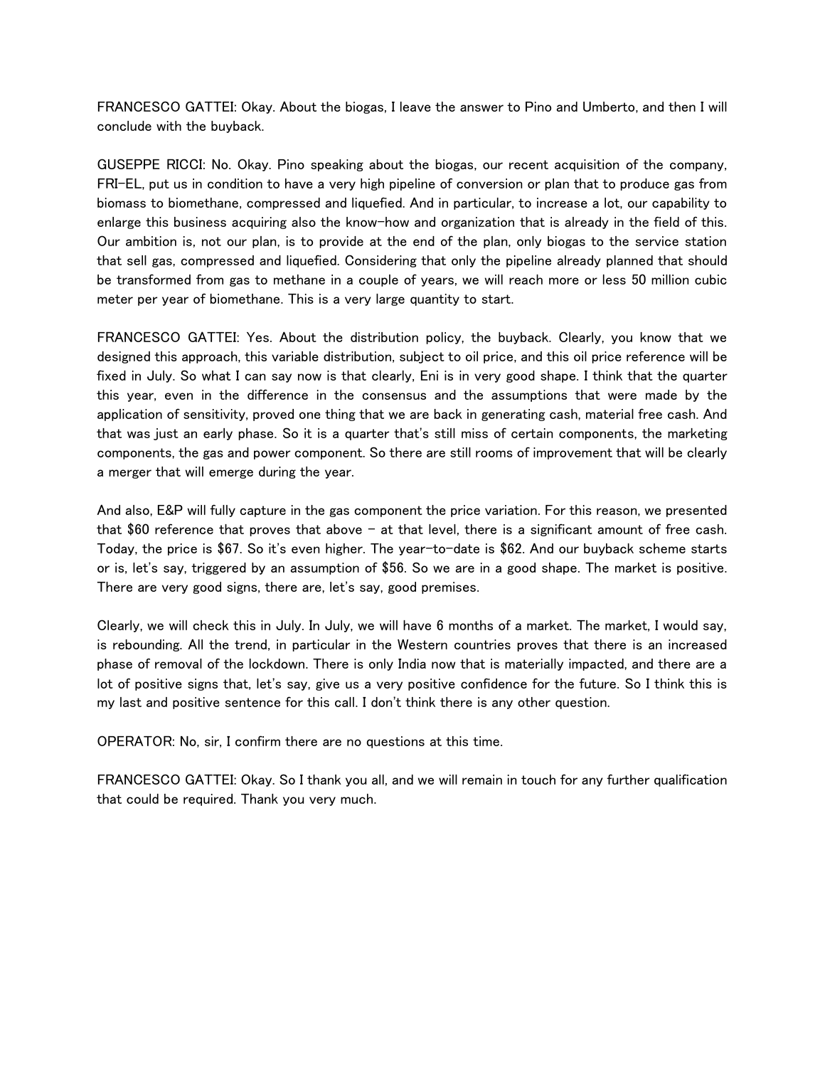FRANCESCO GATTEI: Okay. About the biogas, I leave the answer to Pino and Umberto, and then I will conclude with the buyback.

GUSEPPE RICCI: No. Okay. Pino speaking about the biogas, our recent acquisition of the company, FRI-EL, put us in condition to have a very high pipeline of conversion or plan that to produce gas from biomass to biomethane, compressed and liquefied. And in particular, to increase a lot, our capability to enlarge this business acquiring also the know-how and organization that is already in the field of this. Our ambition is, not our plan, is to provide at the end of the plan, only biogas to the service station that sell gas, compressed and liquefied. Considering that only the pipeline already planned that should be transformed from gas to methane in a couple of years, we will reach more or less 50 million cubic meter per year of biomethane. This is a very large quantity to start.

FRANCESCO GATTEI: Yes. About the distribution policy, the buyback. Clearly, you know that we designed this approach, this variable distribution, subject to oil price, and this oil price reference will be fixed in July. So what I can say now is that clearly, Eni is in very good shape. I think that the quarter this year, even in the difference in the consensus and the assumptions that were made by the application of sensitivity, proved one thing that we are back in generating cash, material free cash. And that was just an early phase. So it is a quarter that's still miss of certain components, the marketing components, the gas and power component. So there are still rooms of improvement that will be clearly a merger that will emerge during the year.

And also, E&P will fully capture in the gas component the price variation. For this reason, we presented that $60 reference that proves that above – at that level, there is a significant amount of free cash. Today, the price is $67. So it's even higher. The year-to-date is $62. And our buyback scheme starts or is, let's say, triggered by an assumption of $56. So we are in a good shape. The market is positive. There are very good signs, there are, let's say, good premises.

Clearly, we will check this in July. In July, we will have 6 months of a market. The market, I would say, is rebounding. All the trend, in particular in the Western countries proves that there is an increased phase of removal of the lockdown. There is only India now that is materially impacted, and there are a lot of positive signs that, let's say, give us a very positive confidence for the future. So I think this is my last and positive sentence for this call. I don't think there is any other question.

OPERATOR: No, sir, I confirm there are no questions at this time.

FRANCESCO GATTEI: Okay. So I thank you all, and we will remain in touch for any further qualification that could be required. Thank you very much.